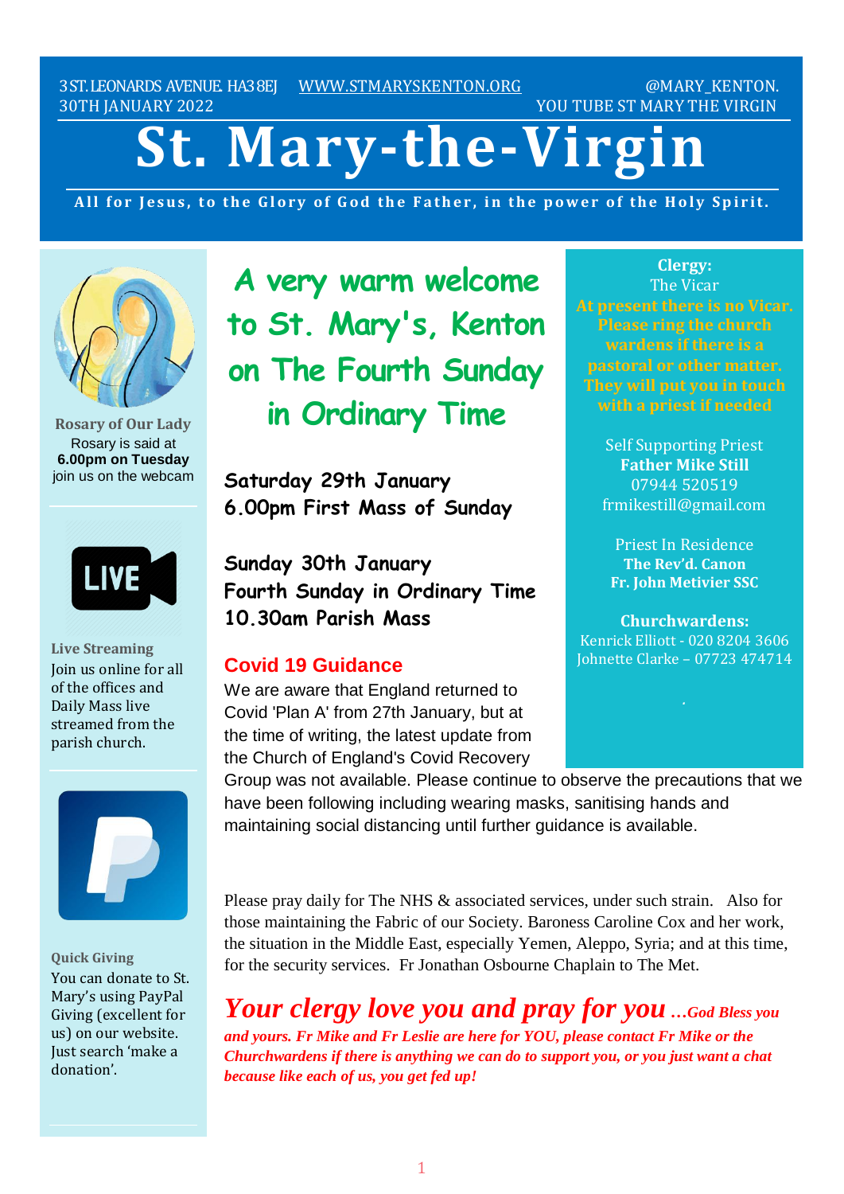3 ST. LEONARDS AVENUE. HA3 8EJ WWW.STMARYSKENTON.ORG @MARY_KENTON.
30TH JANUARY 2022 YOU TUBE ST MARY THE VIRGIN

# St. Mary-the-Virgin

**All for Jesus, to the Glory of God the Father, in the power of the Holy Spirit.**

## A very warm welcome to St. Mary's, Kenton on The Fourth Sunday in Ordinary Time

**Saturday 29th January**
**6.00pm First Mass of Sunday**

**Sunday 30th January**
**Fourth Sunday in Ordinary Time**
**10.30am Parish Mass**

### Covid 19 Guidance

We are aware that England returned to Covid 'Plan A' from 27th January, but at the time of writing, the latest update from the Church of England's Covid Recovery Group was not available. Please continue to observe the precautions that we have been following including wearing masks, sanitising hands and maintaining social distancing until further guidance is available.

Please pray daily for The NHS & associated services, under such strain. Also for those maintaining the Fabric of our Society. Baroness Caroline Cox and her work, the situation in the Middle East, especially Yemen, Aleppo, Syria; and at this time, for the security services. Fr Jonathan Osbourne Chaplain to The Met.

***Your clergy love you and pray for you …God Bless you and yours. Fr Mike and Fr Leslie are here for YOU, please contact Fr Mike or the Churchwardens if there is anything we can do to support you, or you just want a chat because like each of us, you get fed up!***

**Rosary of Our Lady**
Rosary is said at **6.00pm on Tuesday** join us on the webcam

**Live Streaming**
Join us online for all of the offices and Daily Mass live streamed from the parish church.

**Quick Giving**
You can donate to St. Mary's using PayPal Giving (excellent for us) on our website. Just search 'make a donation'.

**Clergy:**
The Vicar
**At present there is no Vicar. Please ring the church wardens if there is a pastoral or other matter. They will put you in touch with a priest if needed**

Self Supporting Priest
**Father Mike Still**
07944 520519
frmikestill@gmail.com

Priest In Residence
**The Rev'd. Canon Fr. John Metivier SSC**

**Churchwardens:**
Kenrick Elliott - 020 8204 3606
Johnette Clarke – 07723 474714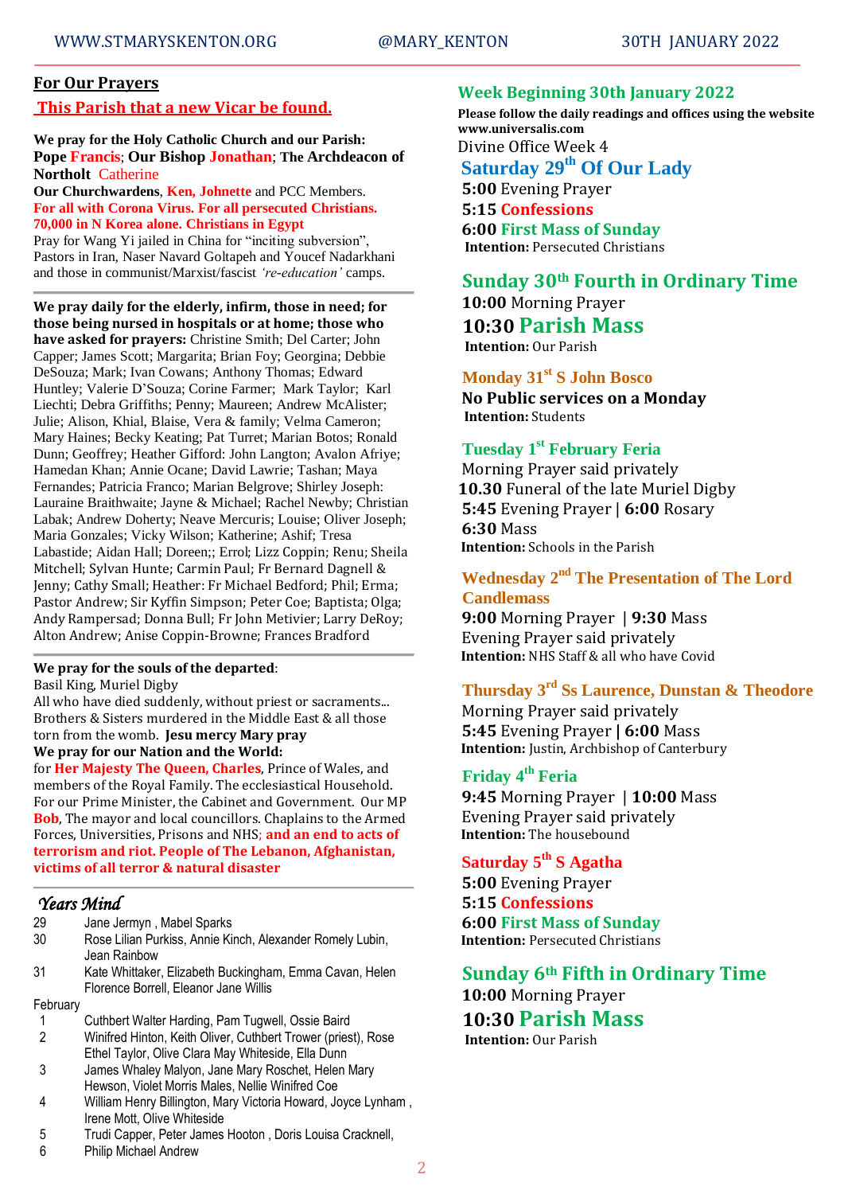## For Our Prayers

**This Parish that a new Vicar be found.**

**We pray for the Holy Catholic Church and our Parish:** **Pope Francis**; **Our Bishop Jonathan**; **The Archdeacon of Northolt** Catherine
**Our Churchwardens**, **Ken, Johnette** and PCC Members.
**For all with Corona Virus. For all persecuted Christians. 70,000 in N Korea alone. Christians in Egypt**
Pray for Wang Yi jailed in China for "inciting subversion", Pastors in Iran, Naser Navard Goltapeh and Youcef Nadarkhani and those in communist/Marxist/fascist *'re-education'* camps.

**We pray daily for the elderly, infirm, those in need; for those being nursed in hospitals or at home; those who have asked for prayers:** Christine Smith; Del Carter; John Capper; James Scott; Margarita; Brian Foy; Georgina; Debbie DeSouza; Mark; Ivan Cowans; Anthony Thomas; Edward Huntley; Valerie D'Souza; Corine Farmer; Mark Taylor; Karl Liechti; Debra Griffiths; Penny; Maureen; Andrew McAlister; Julie; Alison, Khial, Blaise, Vera & family; Velma Cameron; Mary Haines; Becky Keating; Pat Turret; Marian Botos; Ronald Dunn; Geoffrey; Heather Gifford: John Langton; Avalon Afriye; Hamedan Khan; Annie Ocane; David Lawrie; Tashan; Maya Fernandes; Patricia Franco; Marian Belgrove; Shirley Joseph: Lauraine Braithwaite; Jayne & Michael; Rachel Newby; Christian Labak; Andrew Doherty; Neave Mercuris; Louise; Oliver Joseph; Maria Gonzales; Vicky Wilson; Katherine; Ashif; Tresa Labastide; Aidan Hall; Doreen;; Errol; Lizz Coppin; Renu; Sheila Mitchell; Sylvan Hunte; Carmin Paul; Fr Bernard Dagnell & Jenny; Cathy Small; Heather: Fr Michael Bedford; Phil; Erma; Pastor Andrew; Sir Kyffin Simpson; Peter Coe; Baptista; Olga; Andy Rampersad; Donna Bull; Fr John Metivier; Larry DeRoy; Alton Andrew; Anise Coppin-Browne; Frances Bradford

**We pray for the souls of the departed**:
Basil King, Muriel Digby
All who have died suddenly, without priest or sacraments... Brothers & Sisters murdered in the Middle East & all those torn from the womb. **Jesu mercy Mary pray**
**We pray for our Nation and the World:**
for **Her Majesty The Queen, Charles**, Prince of Wales, and members of the Royal Family. The ecclesiastical Household. For our Prime Minister, the Cabinet and Government. Our MP **Bob**, The mayor and local councillors. Chaplains to the Armed Forces, Universities, Prisons and NHS; **and an end to acts of terrorism and riot. People of The Lebanon, Afghanistan, victims of all terror & natural disaster**

### *Years Mind*

29 Jane Jermyn , Mabel Sparks
30 Rose Lilian Purkiss, Annie Kinch, Alexander Romely Lubin, Jean Rainbow
31 Kate Whittaker, Elizabeth Buckingham, Emma Cavan, Helen Florence Borrell, Eleanor Jane Willis
February
1 Cuthbert Walter Harding, Pam Tugwell, Ossie Baird
2 Winifred Hinton, Keith Oliver, Cuthbert Trower (priest), Rose Ethel Taylor, Olive Clara May Whiteside, Ella Dunn
3 James Whaley Malyon, Jane Mary Roschet, Helen Mary Hewson, Violet Morris Males, Nellie Winifred Coe
4 William Henry Billington, Mary Victoria Howard, Joyce Lynham , Irene Mott, Olive Whiteside
5 Trudi Capper, Peter James Hooton , Doris Louisa Cracknell,
6 Philip Michael Andrew

## Week Beginning 30th January 2022

**Please follow the daily readings and offices using the website www.universalis.com**
Divine Office Week 4

### Saturday 29th Of Our Lady
**5:00** Evening Prayer
**5:15 Confessions**
**6:00 First Mass of Sunday**
**Intention:** Persecuted Christians

### Sunday 30th Fourth in Ordinary Time
**10:00** Morning Prayer
**10:30 Parish Mass**
**Intention:** Our Parish

### Monday 31st S John Bosco
**No Public services on a Monday**
**Intention:** Students

### Tuesday 1st February Feria
Morning Prayer said privately
**10.30** Funeral of the late Muriel Digby
**5:45** Evening Prayer | **6:00** Rosary
**6:30** Mass
**Intention:** Schools in the Parish

### Wednesday 2nd The Presentation of The Lord Candlemass
**9:00** Morning Prayer | **9:30** Mass
Evening Prayer said privately
**Intention:** NHS Staff & all who have Covid

### Thursday 3rd Ss Laurence, Dunstan & Theodore
Morning Prayer said privately
**5:45** Evening Prayer **| 6:00** Mass
**Intention:** Justin, Archbishop of Canterbury

### Friday 4th Feria
**9:45** Morning Prayer | **10:00** Mass
Evening Prayer said privately
**Intention:** The housebound

### Saturday 5th S Agatha
**5:00** Evening Prayer
**5:15 Confessions**
**6:00 First Mass of Sunday**
**Intention:** Persecuted Christians

### Sunday 6th Fifth in Ordinary Time
**10:00** Morning Prayer
**10:30 Parish Mass**
**Intention:** Our Parish